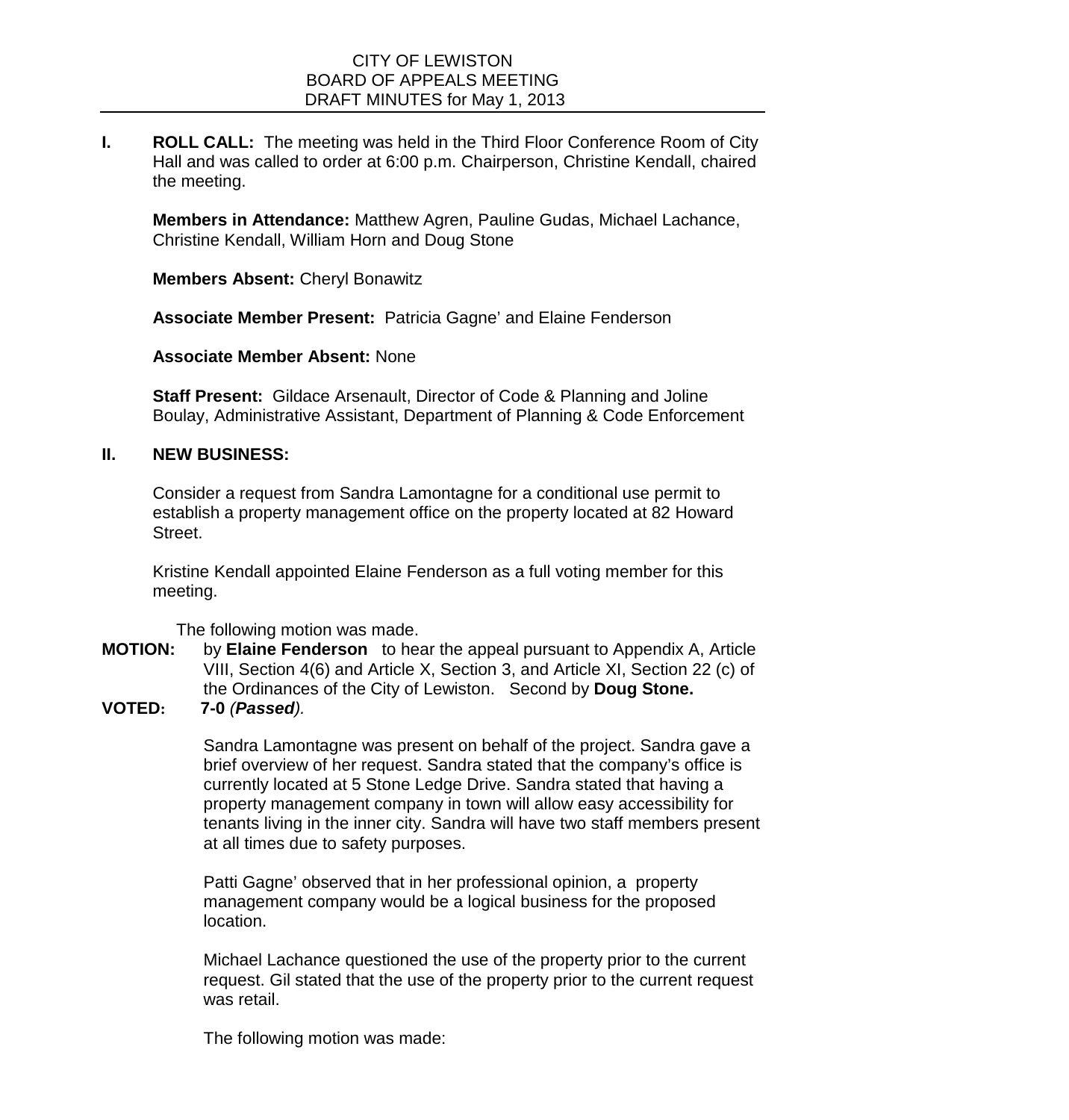CITY OF LEWISTON
BOARD OF APPEALS MEETING
DRAFT MINUTES for May 1, 2013

**I. ROLL CALL:** The meeting was held in the Third Floor Conference Room of City Hall and was called to order at 6:00 p.m. Chairperson, Christine Kendall, chaired the meeting.

**Members in Attendance:** Matthew Agren, Pauline Gudas, Michael Lachance, Christine Kendall, William Horn and Doug Stone

**Members Absent:** Cheryl Bonawitz

**Associate Member Present:** Patricia Gagne' and Elaine Fenderson

**Associate Member Absent:** None

**Staff Present:** Gildace Arsenault, Director of Code & Planning and Joline Boulay, Administrative Assistant, Department of Planning & Code Enforcement

**II. NEW BUSINESS:**

Consider a request from Sandra Lamontagne for a conditional use permit to establish a property management office on the property located at 82 Howard Street.

Kristine Kendall appointed Elaine Fenderson as a full voting member for this meeting.

The following motion was made.

**MOTION:** by **Elaine Fenderson** to hear the appeal pursuant to Appendix A, Article VIII, Section 4(6) and Article X, Section 3, and Article XI, Section 22 (c) of the Ordinances of the City of Lewiston. Second by **Doug Stone.**

**VOTED: 7-0** ***(Passed)***.

Sandra Lamontagne was present on behalf of the project. Sandra gave a brief overview of her request. Sandra stated that the company's office is currently located at 5 Stone Ledge Drive. Sandra stated that having a property management company in town will allow easy accessibility for tenants living in the inner city. Sandra will have two staff members present at all times due to safety purposes.

Patti Gagne' observed that in her professional opinion, a property management company would be a logical business for the proposed location.

Michael Lachance questioned the use of the property prior to the current request. Gil stated that the use of the property prior to the current request was retail.

The following motion was made: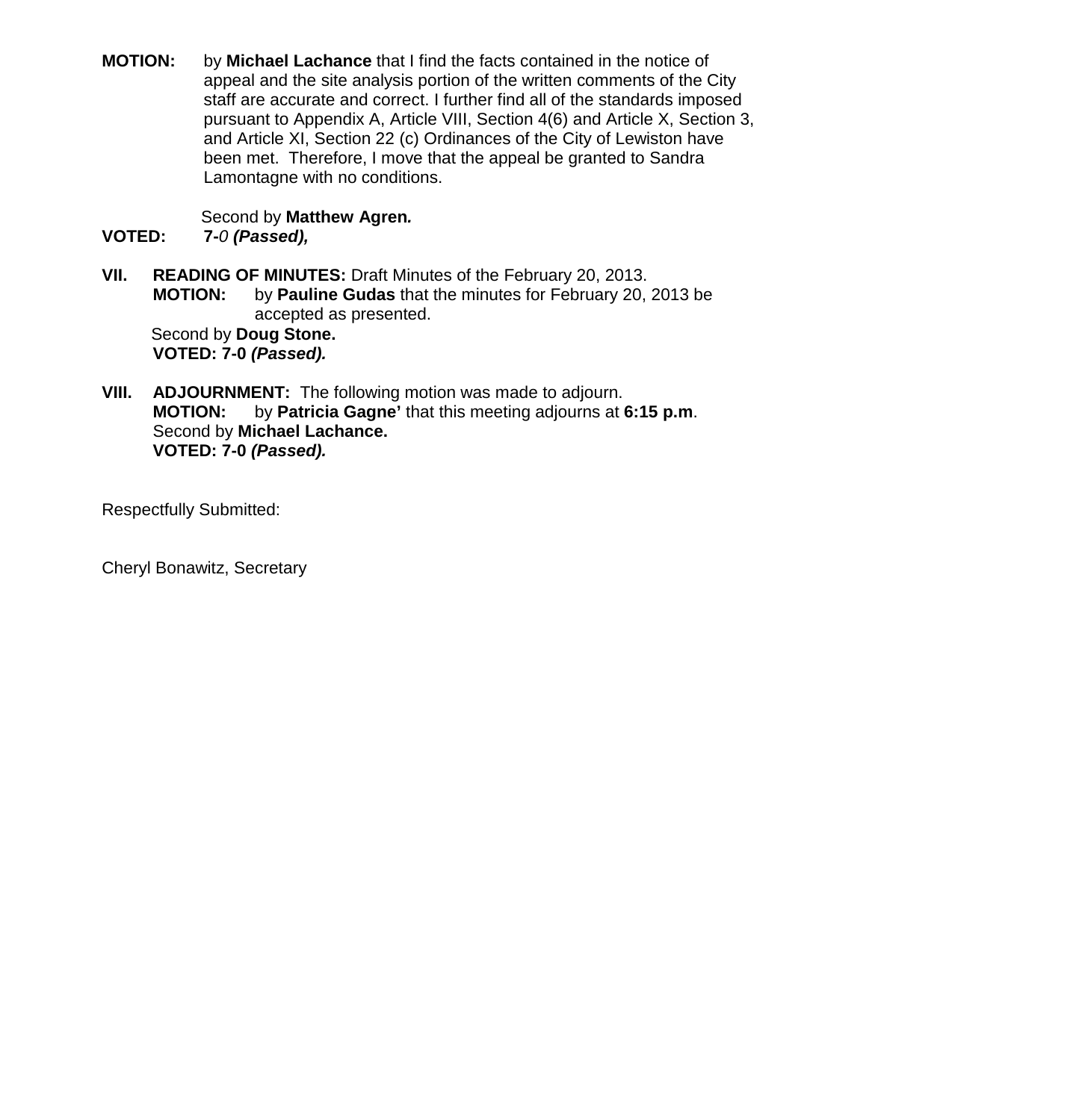**MOTION:** by **Michael Lachance** that I find the facts contained in the notice of appeal and the site analysis portion of the written comments of the City staff are accurate and correct. I further find all of the standards imposed pursuant to Appendix A, Article VIII, Section 4(6) and Article X, Section 3, and Article XI, Section 22 (c) Ordinances of the City of Lewiston have been met. Therefore, I move that the appeal be granted to Sandra Lamontagne with no conditions.

Second by **Matthew Agren*.***

**VOTED:** **7-***0* ***(Passed),***

**VII. READING OF MINUTES:** Draft Minutes of the February 20, 2013.

**MOTION:** by **Pauline Gudas** that the minutes for February 20, 2013 be accepted as presented.

Second by **Doug Stone.**

**VOTED: 7-0 *(Passed).***

**VIII. ADJOURNMENT:** The following motion was made to adjourn.

**MOTION:** by **Patricia Gagne'** that this meeting adjourns at **6:15 p.m**.

Second by **Michael Lachance.**

**VOTED: 7-0 *(Passed).***

Respectfully Submitted:

Cheryl Bonawitz, Secretary